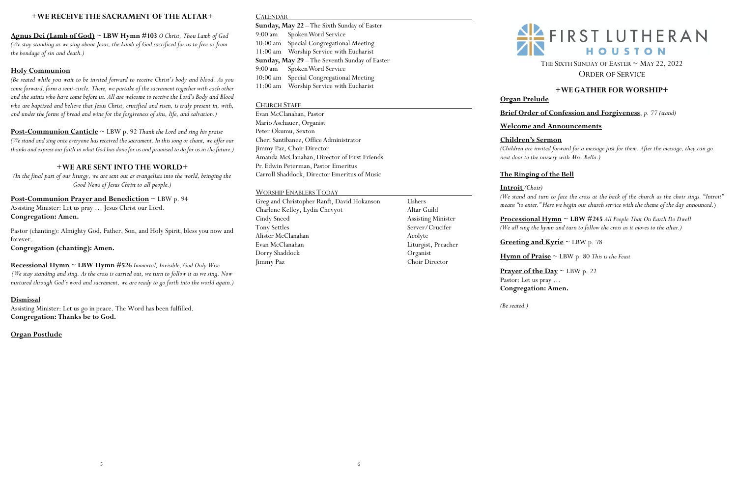## +WE RECEIVE THE SACRAMENT OF THE ALTAR+

**Agnus Dei (Lamb of God)** ~ **LBW Hymn #103** *O Christ, Thou Lamb of God*
*(We stay standing as we sing about Jesus, the Lamb of God sacrificed for us to free us from the bondage of sin and death.)*

**Holy Communion**
*(Be seated while you wait to be invited forward to receive Christ's body and blood. As you come forward, form a semi-circle. There, we partake of the sacrament together with each other and the saints who have come before us. All are welcome to receive the Lord's Body and Blood who are baptized and believe that Jesus Christ, crucified and risen, is truly present in, with, and under the forms of bread and wine for the forgiveness of sins, life, and salvation.)*

**Post-Communion Canticle** ~ LBW p. 92 *Thank the Lord and sing his praise*
*(We stand and sing once everyone has received the sacrament. In this song or chant, we offer our thanks and express our faith in what God has done for us and promised to do for us in the future.)*

## +WE ARE SENT INTO THE WORLD+

*(In the final part of our liturgy, we are sent out as evangelists into the world, bringing the Good News of Jesus Christ to all people.)*

**Post-Communion Prayer and Benediction** ~ LBW p. 94
Assisting Minister: Let us pray … Jesus Christ our Lord.
**Congregation: Amen.**

Pastor (chanting): Almighty God, Father, Son, and Holy Spirit, bless you now and forever.
**Congregation (chanting): Amen.**

**Recessional Hymn** ~ **LBW Hymn #526** *Immortal, Invisible, God Only Wise*
*(We stay standing and sing. As the cross is carried out, we turn to follow it as we sing. Now nurtured through God's word and sacrament, we are ready to go forth into the world again.)*

**Dismissal**
Assisting Minister: Let us go in peace. The Word has been fulfilled.
**Congregation: Thanks be to God.**

**Organ Postlude**

### CALENDAR

**Sunday, May 22** – The Sixth Sunday of Easter
9:00 am Spoken Word Service
10:00 am Special Congregational Meeting
11:00 am Worship Service with Eucharist
**Sunday, May 29** – The Seventh Sunday of Easter
9:00 am Spoken Word Service
10:00 am Special Congregational Meeting
11:00 am Worship Service with Eucharist

### CHURCH STAFF

Evan McClanahan, Pastor
Mario Aschauer, Organist
Peter Okumu, Sexton
Cheri Santibanez, Office Administrator
Jimmy Paz, Choir Director
Amanda McClanahan, Director of First Friends
Pr. Edwin Peterman, Pastor Emeritus
Carroll Shaddock, Director Emeritus of Music

### WORSHIP ENABLERS TODAY

| | |
|---|---|
| Greg and Christopher Ranft, David Hokanson | Ushers |
| Charlene Kelley, Lydia Chevyot | Altar Guild |
| Cindy Sneed | Assisting Minister |
| Tony Settles | Server/Crucifer |
| Alister McClanahan | Acolyte |
| Evan McClanahan | Liturgist, Preacher |
| Dorry Shaddock | Organist |
| Jimmy Paz | Choir Director |

# FIRST LUTHERAN HOUSTON

THE SIXTH SUNDAY OF EASTER ~ MAY 22, 2022
ORDER OF SERVICE

## +WE GATHER FOR WORSHIP+

**Organ Prelude**

**Brief Order of Confession and Forgiveness**, *p. 77 (stand)*

**Welcome and Announcements**

**Children's Sermon**
*(Children are invited forward for a message just for them. After the message, they can go next door to the nursery with Mrs. Bella.)*

**The Ringing of the Bell**

**Introit** *(Choir)*
*(We stand and turn to face the cross at the back of the church as the choir sings. "Introit" means "to enter." Here we begin our church service with the theme of the day announced.)*

**Processional Hymn** ~ **LBW #245** *All People That On Earth Do Dwell*
*(We all sing the hymn and turn to follow the cross as it moves to the altar.)*

**Greeting and Kyrie** ~ LBW p. 78

**Hymn of Praise** ~ LBW p. 80 *This is the Feast*

**Prayer of the Day** ~ LBW p. 22
Pastor: Let us pray …
**Congregation: Amen.**

*(Be seated.)*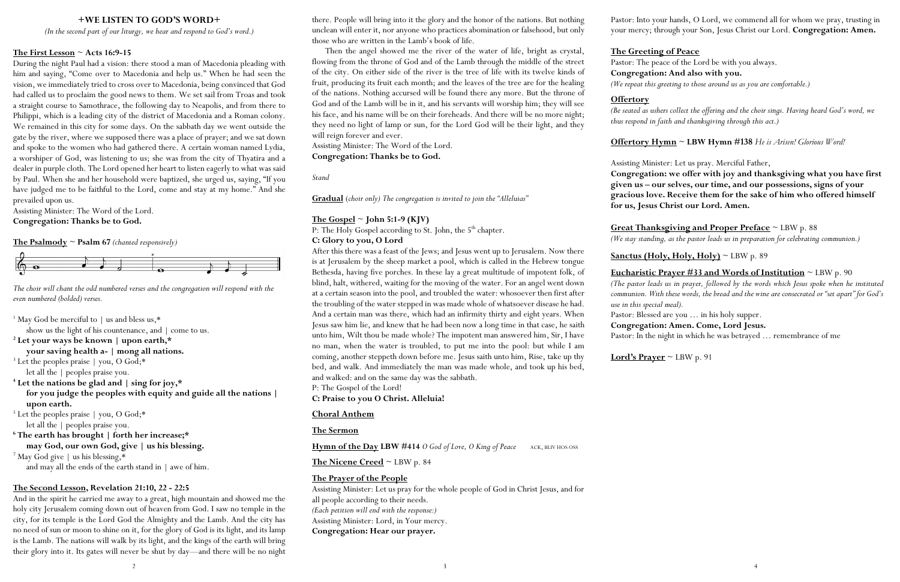# +WE LISTEN TO GOD'S WORD+

*(In the second part of our liturgy, we hear and respond to God's word.)*

**The First Lesson ~ Acts 16:9-15**

During the night Paul had a vision: there stood a man of Macedonia pleading with him and saying, "Come over to Macedonia and help us." When he had seen the vision, we immediately tried to cross over to Macedonia, being convinced that God had called us to proclaim the good news to them. We set sail from Troas and took a straight course to Samothrace, the following day to Neapolis, and from there to Philippi, which is a leading city of the district of Macedonia and a Roman colony. We remained in this city for some days. On the sabbath day we went outside the gate by the river, where we supposed there was a place of prayer; and we sat down and spoke to the women who had gathered there. A certain woman named Lydia, a worshiper of God, was listening to us; she was from the city of Thyatira and a dealer in purple cloth. The Lord opened her heart to listen eagerly to what was said by Paul. When she and her household were baptized, she urged us, saying, "If you have judged me to be faithful to the Lord, come and stay at my home." And she prevailed upon us.

Assisting Minister: The Word of the Lord.
**Congregation: Thanks be to God.**

**The Psalmody ~ Psalm 67** *(chanted responsively)*

*The choir will chant the odd numbered verses and the congregation will respond with the even numbered (bolded) verses.*

[1] May God be merciful to | us and bless us,*
show us the light of his countenance, and | come to us.
**[2] Let your ways be known | upon earth,***
**your saving health a- | mong all nations.**
[3] Let the peoples praise | you, O God;*
let all the | peoples praise you.
**[4] Let the nations be glad and | sing for joy,***
**for you judge the peoples with equity and guide all the nations | upon earth.**
[5] Let the peoples praise | you, O God;*
let all the | peoples praise you.
**[6] The earth has brought | forth her increase;***
**may God, our own God, give | us his blessing.**
[7] May God give | us his blessing,*
and may all the ends of the earth stand in | awe of him.

**The Second Lesson, Revelation 21:10, 22 - 22:5**

And in the spirit he carried me away to a great, high mountain and showed me the holy city Jerusalem coming down out of heaven from God. I saw no temple in the city, for its temple is the Lord God the Almighty and the Lamb. And the city has no need of sun or moon to shine on it, for the glory of God is its light, and its lamp is the Lamb. The nations will walk by its light, and the kings of the earth will bring their glory into it. Its gates will never be shut by day—and there will be no night there. People will bring into it the glory and the honor of the nations. But nothing unclean will enter it, nor anyone who practices abomination or falsehood, but only those who are written in the Lamb's book of life.

Then the angel showed me the river of the water of life, bright as crystal, flowing from the throne of God and of the Lamb through the middle of the street of the city. On either side of the river is the tree of life with its twelve kinds of fruit, producing its fruit each month; and the leaves of the tree are for the healing of the nations. Nothing accursed will be found there any more. But the throne of God and of the Lamb will be in it, and his servants will worship him; they will see his face, and his name will be on their foreheads. And there will be no more night; they need no light of lamp or sun, for the Lord God will be their light, and they will reign forever and ever.

Assisting Minister: The Word of the Lord.
**Congregation: Thanks be to God.**

*Stand*

**Gradual** (*choir only) The congregation is invited to join the "Alleluias"*

**The Gospel ~ John 5:1-9 (KJV)**

P: The Holy Gospel according to St. John, the 5th chapter.
**C: Glory to you, O Lord**

After this there was a feast of the Jews; and Jesus went up to Jerusalem. Now there is at Jerusalem by the sheep market a pool, which is called in the Hebrew tongue Bethesda, having five porches. In these lay a great multitude of impotent folk, of blind, halt, withered, waiting for the moving of the water. For an angel went down at a certain season into the pool, and troubled the water: whosoever then first after the troubling of the water stepped in was made whole of whatsoever disease he had. And a certain man was there, which had an infirmity thirty and eight years. When Jesus saw him lie, and knew that he had been now a long time in that case, he saith unto him, Wilt thou be made whole? The impotent man answered him, Sir, I have no man, when the water is troubled, to put me into the pool: but while I am coming, another steppeth down before me. Jesus saith unto him, Rise, take up thy bed, and walk. And immediately the man was made whole, and took up his bed, and walked: and on the same day was the sabbath.

P: The Gospel of the Lord!
**C: Praise to you O Christ. Alleluia!**

**Choral Anthem**

**The Sermon**

**Hymn of the Day LBW #414** *O God of Love, O King of Peace* ACK, BLIV HOS OSS

**The Nicene Creed** ~ LBW p. 84

**The Prayer of the People**

Assisting Minister: Let us pray for the whole people of God in Christ Jesus, and for all people according to their needs.
*(Each petition will end with the response:)*
Assisting Minister: Lord, in Your mercy.
**Congregation: Hear our prayer.**

Pastor: Into your hands, O Lord, we commend all for whom we pray, trusting in your mercy; through your Son, Jesus Christ our Lord. **Congregation: Amen.**

**The Greeting of Peace**

Pastor: The peace of the Lord be with you always.
**Congregation: And also with you.**
*(We repeat this greeting to those around us as you are comfortable.)*

**Offertory**

*(Be seated as ushers collect the offering and the choir sings. Having heard God's word, we thus respond in faith and thanksgiving through this act.)*

**Offertory Hymn ~ LBW Hymn #138** *He is Arisen! Glorious Word!*

Assisting Minister: Let us pray. Merciful Father,
**Congregation: we offer with joy and thanksgiving what you have first given us – our selves, our time, and our possessions, signs of your gracious love. Receive them for the sake of him who offered himself for us, Jesus Christ our Lord. Amen.**

**Great Thanksgiving and Proper Preface** ~ LBW p. 88
*(We stay standing, as the pastor leads us in preparation for celebrating communion.)*

**Sanctus (Holy, Holy, Holy)** ~ LBW p. 89

**Eucharistic Prayer #33 and Words of Institution** ~ LBW p. 90
*(The pastor leads us in prayer, followed by the words which Jesus spoke when he instituted communion. With these words, the bread and the wine are consecrated or "set apart" for God's use in this special meal).*
Pastor: Blessed are you … in his holy supper.
**Congregation: Amen. Come, Lord Jesus.**
Pastor: In the night in which he was betrayed … remembrance of me

**Lord's Prayer** ~ LBW p. 91